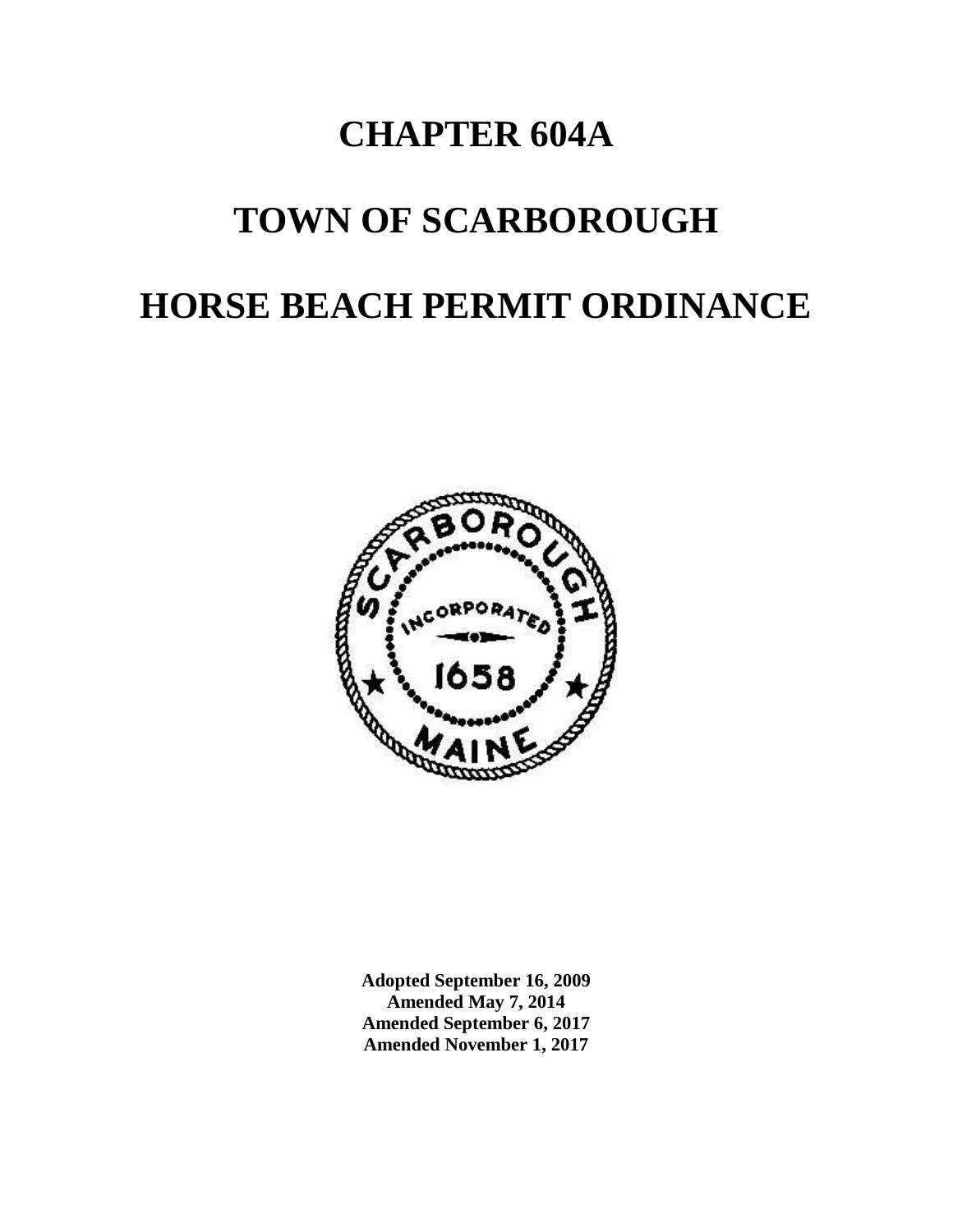# CHAPTER 604A

# TOWN OF SCARBOROUGH

# HORSE BEACH PERMIT ORDINANCE

**Adopted September 16, 2009**
**Amended May 7, 2014**
**Amended September 6, 2017**
**Amended November 1, 2017**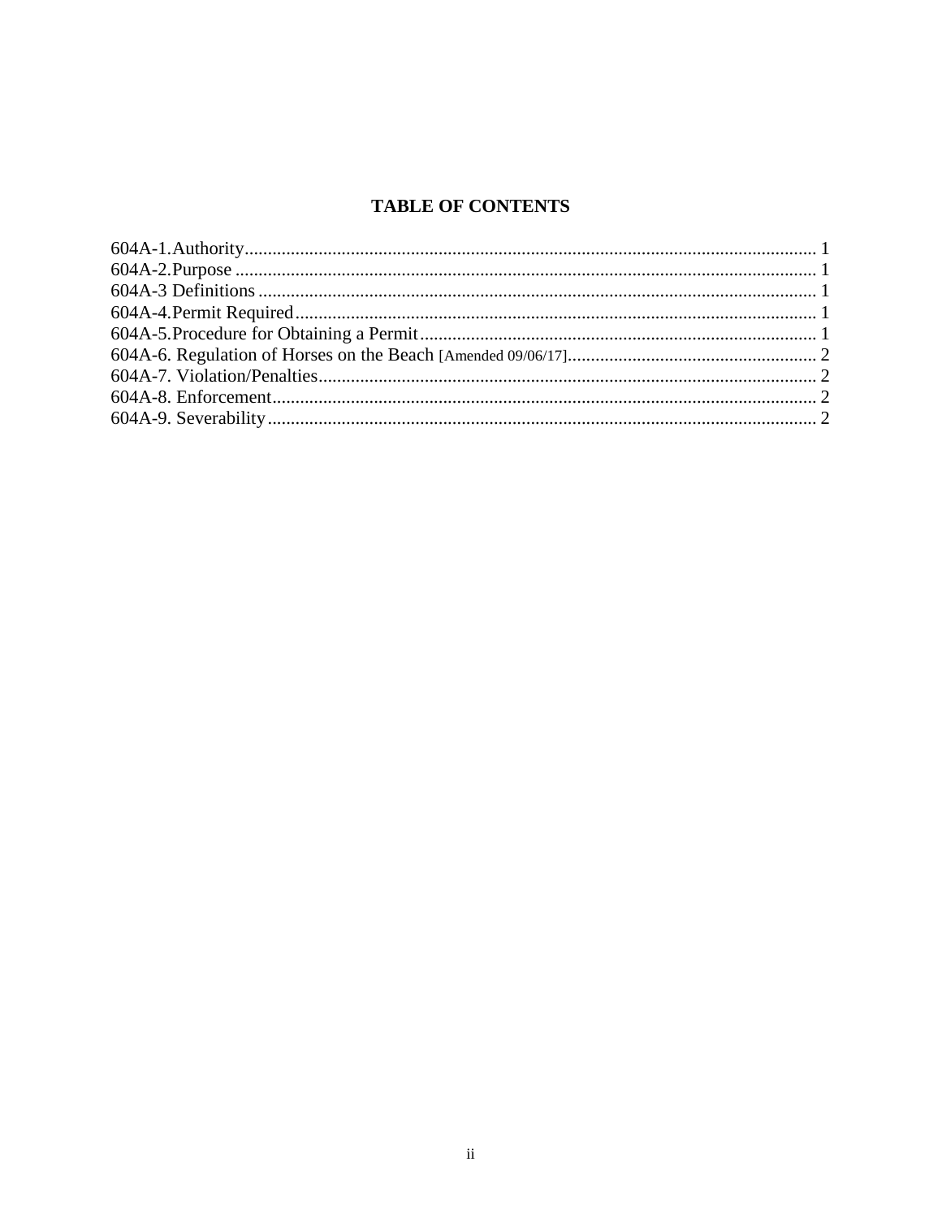# TABLE OF CONTENTS

604A-1.Authority.......................................................................................................................... 1
604A-2.Purpose ............................................................................................................................ 1
604A-3 Definitions ........................................................................................................................ 1
604A-4.Permit Required................................................................................................................ 1
604A-5.Procedure for Obtaining a Permit...................................................................................... 1
604A-6. Regulation of Horses on the Beach [Amended 09/06/17]...................................................... 2
604A-7. Violation/Penalties........................................................................................................... 2
604A-8. Enforcement..................................................................................................................... 2
604A-9. Severability...................................................................................................................... 2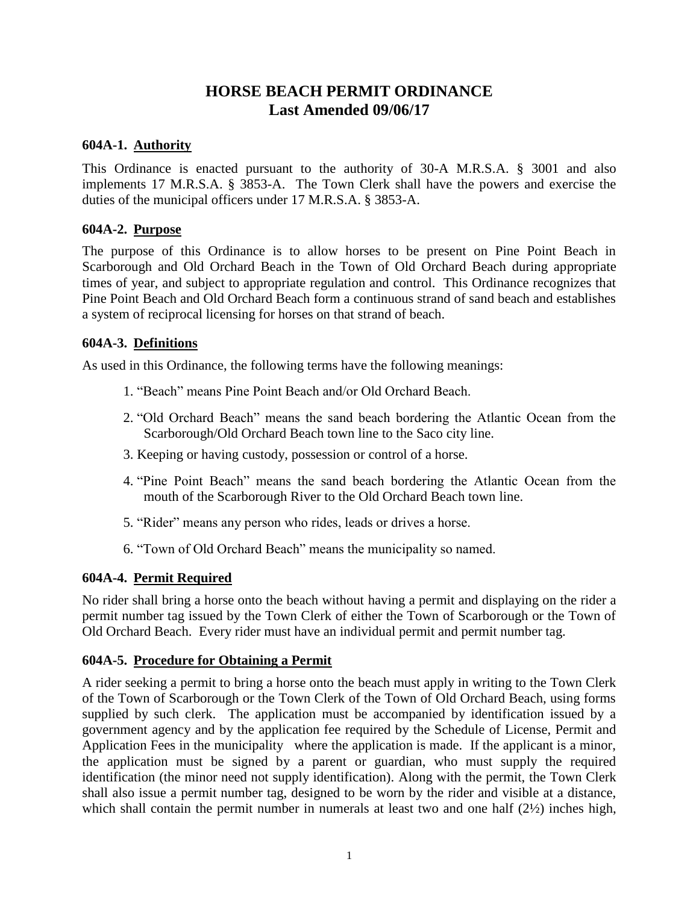# HORSE BEACH PERMIT ORDINANCE
# Last Amended 09/06/17

### 604A-1. Authority

This Ordinance is enacted pursuant to the authority of 30-A M.R.S.A. § 3001 and also implements 17 M.R.S.A. § 3853-A. The Town Clerk shall have the powers and exercise the duties of the municipal officers under 17 M.R.S.A. § 3853-A.

### 604A-2. Purpose

The purpose of this Ordinance is to allow horses to be present on Pine Point Beach in Scarborough and Old Orchard Beach in the Town of Old Orchard Beach during appropriate times of year, and subject to appropriate regulation and control. This Ordinance recognizes that Pine Point Beach and Old Orchard Beach form a continuous strand of sand beach and establishes a system of reciprocal licensing for horses on that strand of beach.

### 604A-3. Definitions

As used in this Ordinance, the following terms have the following meanings:

1. "Beach" means Pine Point Beach and/or Old Orchard Beach.
2. "Old Orchard Beach" means the sand beach bordering the Atlantic Ocean from the Scarborough/Old Orchard Beach town line to the Saco city line.
3. Keeping or having custody, possession or control of a horse.
4. "Pine Point Beach" means the sand beach bordering the Atlantic Ocean from the mouth of the Scarborough River to the Old Orchard Beach town line.
5. "Rider" means any person who rides, leads or drives a horse.
6. "Town of Old Orchard Beach" means the municipality so named.

### 604A-4. Permit Required

No rider shall bring a horse onto the beach without having a permit and displaying on the rider a permit number tag issued by the Town Clerk of either the Town of Scarborough or the Town of Old Orchard Beach. Every rider must have an individual permit and permit number tag.

### 604A-5. Procedure for Obtaining a Permit

A rider seeking a permit to bring a horse onto the beach must apply in writing to the Town Clerk of the Town of Scarborough or the Town Clerk of the Town of Old Orchard Beach, using forms supplied by such clerk. The application must be accompanied by identification issued by a government agency and by the application fee required by the Schedule of License, Permit and Application Fees in the municipality where the application is made. If the applicant is a minor, the application must be signed by a parent or guardian, who must supply the required identification (the minor need not supply identification). Along with the permit, the Town Clerk shall also issue a permit number tag, designed to be worn by the rider and visible at a distance, which shall contain the permit number in numerals at least two and one half (2½) inches high,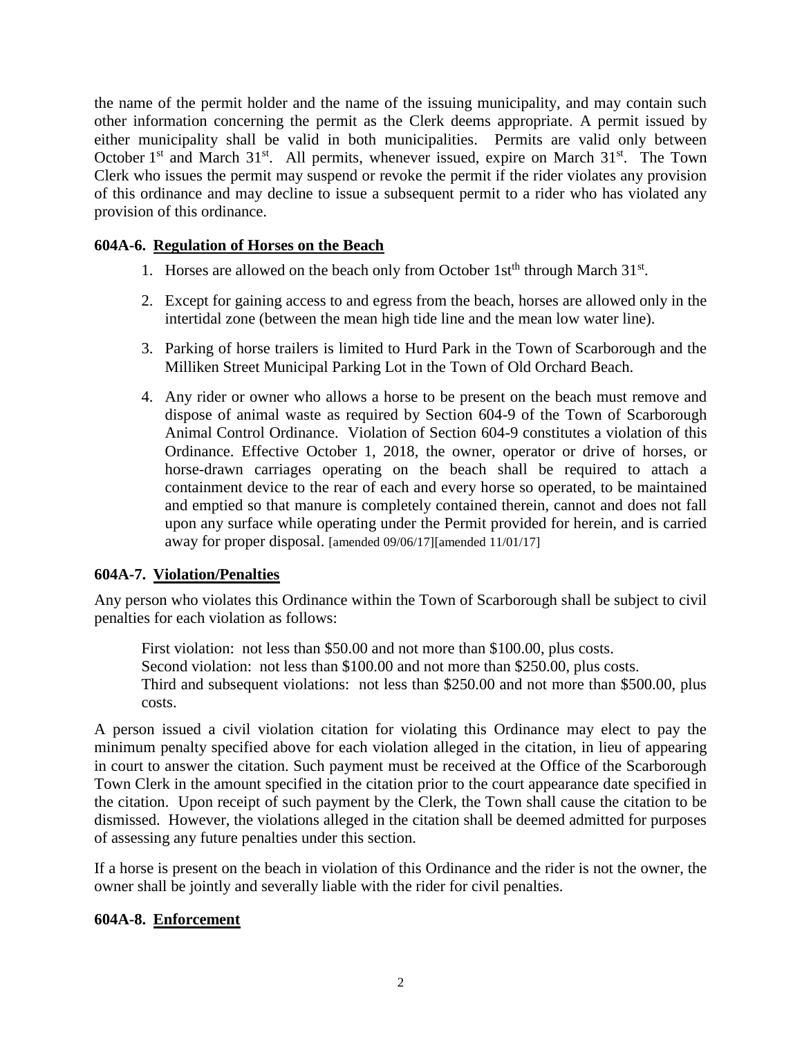the name of the permit holder and the name of the issuing municipality, and may contain such other information concerning the permit as the Clerk deems appropriate. A permit issued by either municipality shall be valid in both municipalities. Permits are valid only between October 1st and March 31st. All permits, whenever issued, expire on March 31st. The Town Clerk who issues the permit may suspend or revoke the permit if the rider violates any provision of this ordinance and may decline to issue a subsequent permit to a rider who has violated any provision of this ordinance.

### 604A-6. Regulation of Horses on the Beach

1. Horses are allowed on the beach only from October 1stth through March 31st.
2. Except for gaining access to and egress from the beach, horses are allowed only in the intertidal zone (between the mean high tide line and the mean low water line).
3. Parking of horse trailers is limited to Hurd Park in the Town of Scarborough and the Milliken Street Municipal Parking Lot in the Town of Old Orchard Beach.
4. Any rider or owner who allows a horse to be present on the beach must remove and dispose of animal waste as required by Section 604-9 of the Town of Scarborough Animal Control Ordinance. Violation of Section 604-9 constitutes a violation of this Ordinance. Effective October 1, 2018, the owner, operator or drive of horses, or horse-drawn carriages operating on the beach shall be required to attach a containment device to the rear of each and every horse so operated, to be maintained and emptied so that manure is completely contained therein, cannot and does not fall upon any surface while operating under the Permit provided for herein, and is carried away for proper disposal. [amended 09/06/17][amended 11/01/17]

### 604A-7. Violation/Penalties

Any person who violates this Ordinance within the Town of Scarborough shall be subject to civil penalties for each violation as follows:

First violation: not less than $50.00 and not more than $100.00, plus costs.
Second violation: not less than $100.00 and not more than $250.00, plus costs.
Third and subsequent violations: not less than $250.00 and not more than $500.00, plus costs.

A person issued a civil violation citation for violating this Ordinance may elect to pay the minimum penalty specified above for each violation alleged in the citation, in lieu of appearing in court to answer the citation. Such payment must be received at the Office of the Scarborough Town Clerk in the amount specified in the citation prior to the court appearance date specified in the citation. Upon receipt of such payment by the Clerk, the Town shall cause the citation to be dismissed. However, the violations alleged in the citation shall be deemed admitted for purposes of assessing any future penalties under this section.

If a horse is present on the beach in violation of this Ordinance and the rider is not the owner, the owner shall be jointly and severally liable with the rider for civil penalties.

### 604A-8. Enforcement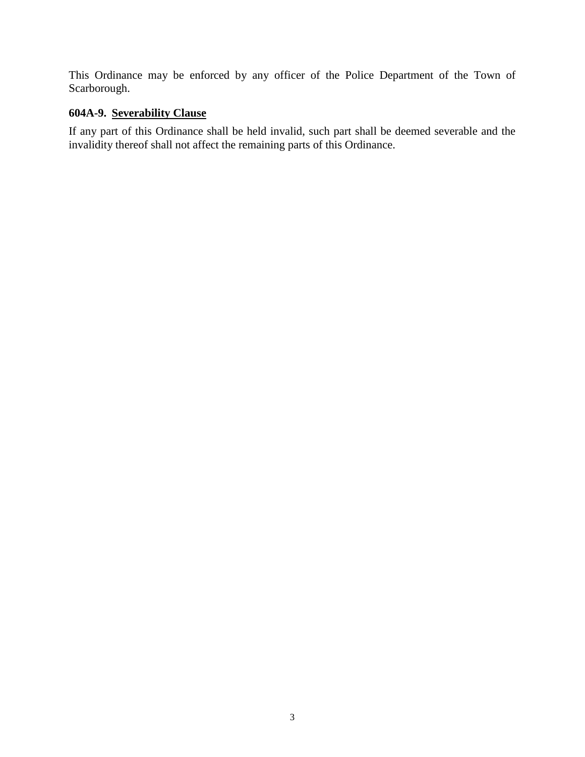This Ordinance may be enforced by any officer of the Police Department of the Town of Scarborough.

### 604A-9. Severability Clause

If any part of this Ordinance shall be held invalid, such part shall be deemed severable and the invalidity thereof shall not affect the remaining parts of this Ordinance.